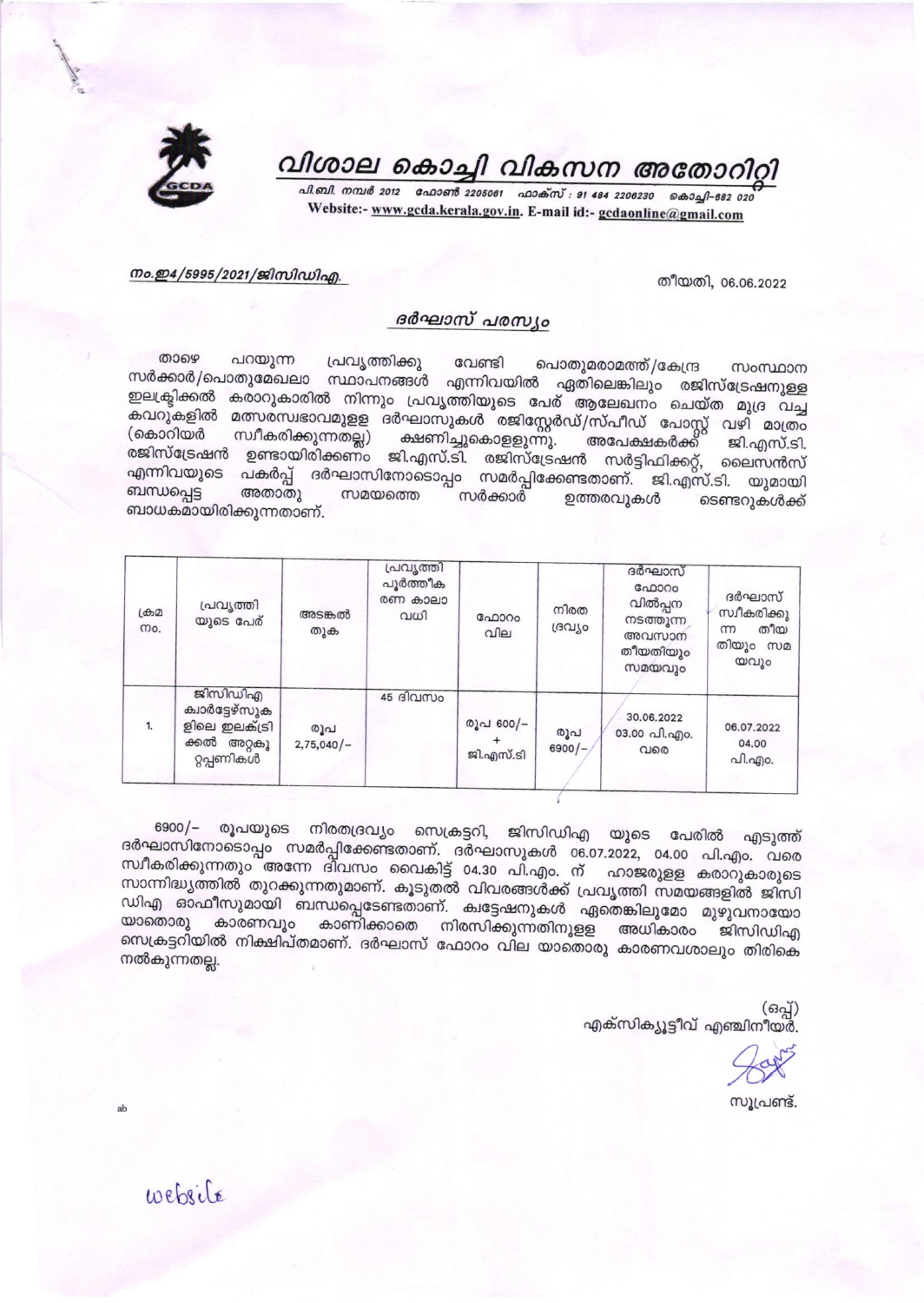# വിശാല കൊച്ചി വികസന അതോറിറ്റി

പി.ബി. നമ്പർ 2012 ഫോൺ 2205061 ഫാക്സ് : 91 484 2206230 കൊച്ചി-682 020
Website:- www.gcda.kerala.gov.in. E-mail id:- gcdaonline@gmail.com

നം.ഇ4/5995/2021/ജിസിഡിഎ. തീയതി, 06.06.2022

## ദർഘാസ് പരസ്യം

താഴെ പറയുന്ന പ്രവൃത്തിക്കു വേണ്ടി പൊതുമരാമത്ത്/കേന്ദ്ര സംസ്ഥാന സർക്കാർ/പൊതുമേഖലാ സ്ഥാപനങ്ങൾ എന്നിവയിൽ ഏതിലെങ്കിലും രജിസ്ട്രേഷനുള്ള ഇലക്ട്രിക്കൽ കരാറുകാരിൽ നിന്നും പ്രവൃത്തിയുടെ പേര് ആലേഖനം ചെയ്ത മുദ്ര വച്ച കവറുകളിൽ മത്സരസ്വഭാവമുള്ള ദർഘാസുകൾ രജിസ്റ്റേർഡ്/സ്പീഡ് പോസ്റ്റ് വഴി മാത്രം (കൊറിയർ സ്വീകരിക്കുന്നതല്ല) ക്ഷണിച്ചുകൊള്ളുന്നു. അപേക്ഷകർക്ക് ജി.എസ്.ടി. രജിസ്ട്രേഷൻ ഉണ്ടായിരിക്കണം ജി.എസ്.ടി. രജിസ്ട്രേഷൻ സർട്ടിഫിക്കറ്റ്, ലൈസൻസ് എന്നിവയുടെ പകർപ്പ് ദർഘാസിനോടൊപ്പം സമർപ്പിക്കേണ്ടതാണ്. ജി.എസ്.ടി. യുമായി ബന്ധപ്പെട്ട അതാതു സമയത്തെ സർക്കാർ ഉത്തരവുകൾ ടെണ്ടറുകൾക്ക് ബാധകമായിരിക്കുന്നതാണ്.

| ക്രമ നം. | പ്രവൃത്തി യുടെ പേര് | അടങ്കൽ തുക | പ്രവൃത്തി പൂർത്തീക രണ കാലാ വധി | ഫോറം വില | നിരത ദ്രവ്യം | ദർഘാസ് ഫോറം വിൽപ്പന നടത്തുന്ന അവസാന തീയതിയും സമയവും | ദർഘാസ് സ്വീകരിക്കു ന്ന തീയ തിയും സമ യവും |
|---|---|---|---|---|---|---|---|
| 1. | ജിസിഡിഎ കാർട്ടേഴ്സുക ളിലെ ഇലക്ട്രി ക്കൽ അറ്റകു റ്റപ്പണികൾ | രൂപ 2,75,040/- | 45 ദിവസം | രൂപ 600/- + ജി.എസ്.ടി | രൂപ 6900/- | 30.06.2022 03.00 പി.എം. വരെ | 06.07.2022 04.00 പി.എം. |

6900/- രൂപയുടെ നിരതദ്രവ്യം സെക്രട്ടറി, ജിസിഡിഎ യുടെ പേരിൽ എടുത്ത് ദർഘാസിനോടൊപ്പം സമർപ്പിക്കേണ്ടതാണ്. ദർഘാസുകൾ 06.07.2022, 04.00 പി.എം. വരെ സ്വീകരിക്കുന്നതും അന്നേ ദിവസം വൈകിട്ട് 04.30 പി.എം. ന് ഹാജരുള്ള കരാറുകാരുടെ സാന്നിദ്ധ്യത്തിൽ തുറക്കുന്നതുമാണ്. കൂടുതൽ വിവരങ്ങൾക്ക് പ്രവൃത്തി സമയങ്ങളിൽ ജിസിഡിഎ ഓഫീസുമായി ബന്ധപ്പെടേണ്ടതാണ്. ക്വട്ടേഷനുകൾ ഏതെങ്കിലുമോ മുഴുവനായോ യാതൊരു കാരണവും കാണിക്കാതെ നിരസിക്കുന്നതിനുള്ള അധികാരം ജിസിഡിഎ സെക്രട്ടറിയിൽ നിക്ഷിപ്തമാണ്. ദർഘാസ് ഫോറം വില യാതൊരു കാരണവശാലും തിരികെ നൽകുന്നതല്ല.

(ഒപ്പ്)
എക്സിക്യൂട്ടീവ് എഞ്ചിനീയർ.

സൂപ്രണ്ട്.

ab

website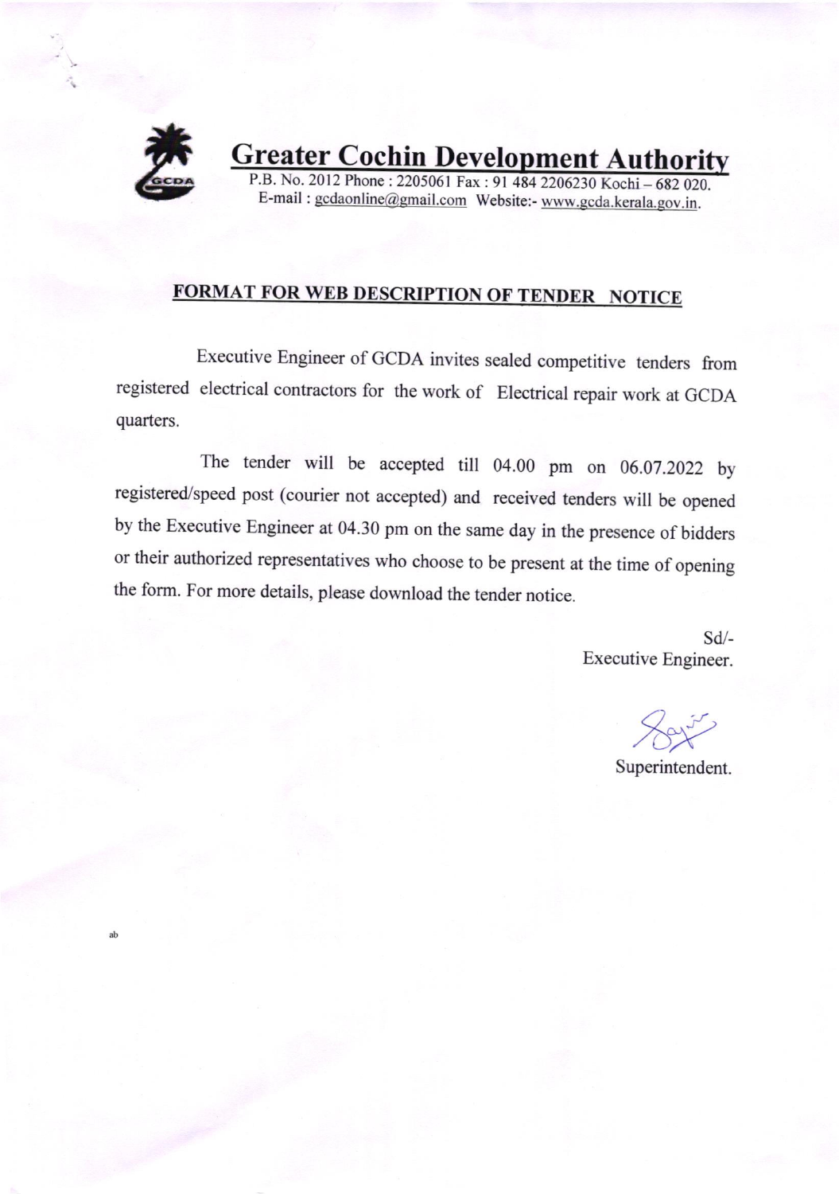# Greater Cochin Development Authority

P.B. No. 2012 Phone : 2205061 Fax : 91 484 2206230 Kochi – 682 020.
E-mail : gcdaonline@gmail.com Website:- www.gcda.kerala.gov.in.

## FORMAT FOR WEB DESCRIPTION OF TENDER NOTICE

Executive Engineer of GCDA invites sealed competitive tenders from registered electrical contractors for the work of Electrical repair work at GCDA quarters.

The tender will be accepted till 04.00 pm on 06.07.2022 by registered/speed post (courier not accepted) and received tenders will be opened by the Executive Engineer at 04.30 pm on the same day in the presence of bidders or their authorized representatives who choose to be present at the time of opening the form. For more details, please download the tender notice.

Sd/-
Executive Engineer.

Superintendent.

ab